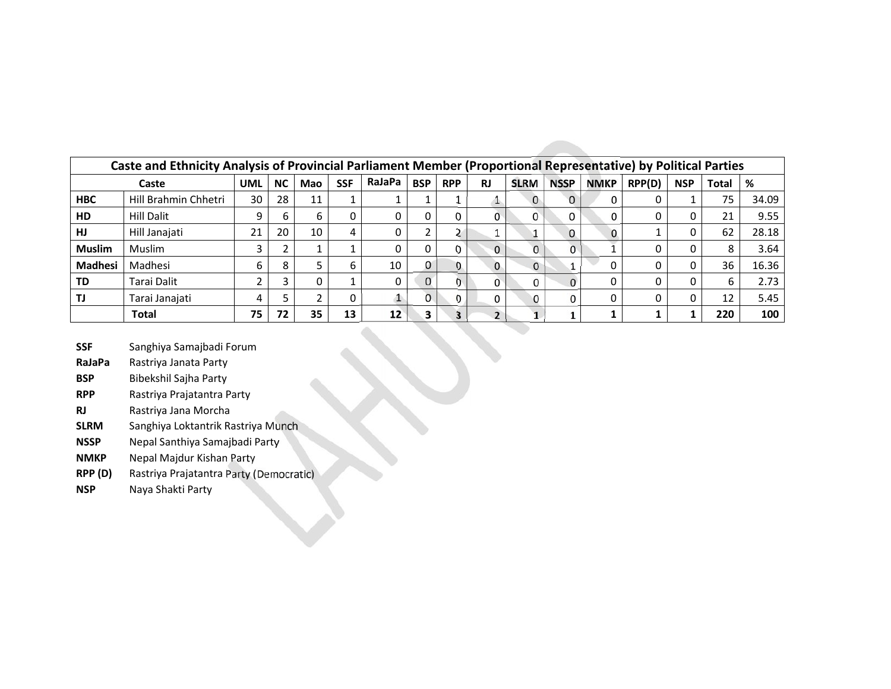| Caste and Ethnicity Analysis of Provincial Parliament Member (Proportional Representative) by Political Parties | | | | | | | | | | | | | | | | | |
|---|---|---|---|---|---|---|---|---|---|---|---|---|---|---|---|---|---|
| Caste | | UML | NC | Mao | SSF | RaJaPa | BSP | RPP | RJ | SLRM | NSSP | NMKP | RPP(D) | NSP | Total | % |
| HBC | Hill Brahmin Chhetri | 30 | 28 | 11 | 1 | 1 | 1 | 1 | 1 | 0 | 0 | 0 | 0 | 1 | 75 | 34.09 |
| HD | Hill Dalit | 9 | 6 | 6 | 0 | 0 | 0 | 0 | 0 | 0 | 0 | 0 | 0 | 0 | 21 | 9.55 |
| HJ | Hill Janajati | 21 | 20 | 10 | 4 | 0 | 2 | 2 | 1 | 1 | 0 | 0 | 1 | 0 | 62 | 28.18 |
| Muslim | Muslim | 3 | 2 | 1 | 1 | 0 | 0 | 0 | 0 | 0 | 0 | 1 | 0 | 0 | 8 | 3.64 |
| Madhesi | Madhesi | 6 | 8 | 5 | 6 | 10 | 0 | 0 | 0 | 0 | 1 | 0 | 0 | 0 | 36 | 16.36 |
| TD | Tarai Dalit | 2 | 3 | 0 | 1 | 0 | 0 | 0 | 0 | 0 | 0 | 0 | 0 | 0 | 6 | 2.73 |
| TJ | Tarai Janajati | 4 | 5 | 2 | 0 | 1 | 0 | 0 | 0 | 0 | 0 | 0 | 0 | 0 | 12 | 5.45 |
| | **Total** | **75** | **72** | **35** | **13** | **12** | **3** | **3** | **2** | **1** | **1** | **1** | **1** | **1** | **220** | **100** |

**SSF** Sanghiya Samajbadi Forum
**RaJaPa** Rastriya Janata Party
**BSP** Bibekshil Sajha Party
**RPP** Rastriya Prajatantra Party
**RJ** Rastriya Jana Morcha
**SLRM** Sanghiya Loktantrik Rastriya Munch
**NSSP** Nepal Santhiya Samajbadi Party
**NMKP** Nepal Majdur Kishan Party
**RPP (D)** Rastriya Prajatantra Party (Democratic)
**NSP** Naya Shakti Party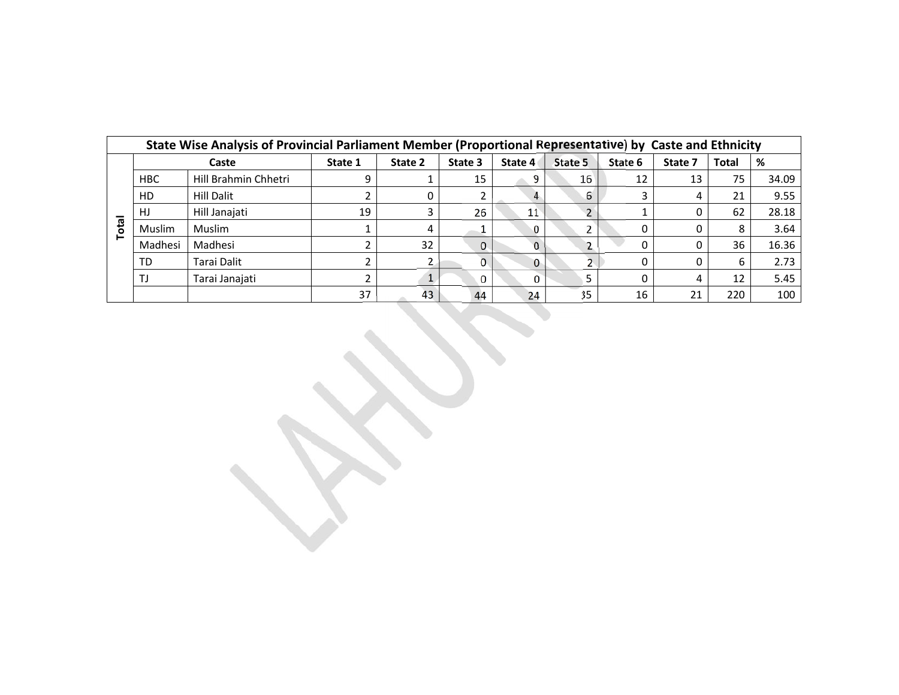| State Wise Analysis of Provincial Parliament Member (Proportional Representative) by Caste and Ethnicity | | | | | | | | | | | |
|---|---|---|---|---|---|---|---|---|---|---|---|
| | Caste | | State 1 | State 2 | State 3 | State 4 | State 5 | State 6 | State 7 | Total | % |
| Total | HBC | Hill Brahmin Chhetri | 9 | 1 | 15 | 9 | 16 | 12 | 13 | 75 | 34.09 |
| | HD | Hill Dalit | 2 | 0 | 2 | 4 | 6 | 3 | 4 | 21 | 9.55 |
| | HJ | Hill Janajati | 19 | 3 | 26 | 11 | 2 | 1 | 0 | 62 | 28.18 |
| | Muslim | Muslim | 1 | 4 | 1 | 0 | 2 | 0 | 0 | 8 | 3.64 |
| | Madhesi | Madhesi | 2 | 32 | 0 | 0 | 2 | 0 | 0 | 36 | 16.36 |
| | TD | Tarai Dalit | 2 | 2 | 0 | 0 | 2 | 0 | 0 | 6 | 2.73 |
| | TJ | Tarai Janajati | 2 | 1 | 0 | 0 | 5 | 0 | 4 | 12 | 5.45 |
| | | | 37 | 43 | 44 | 24 | 35 | 16 | 21 | 220 | 100 |